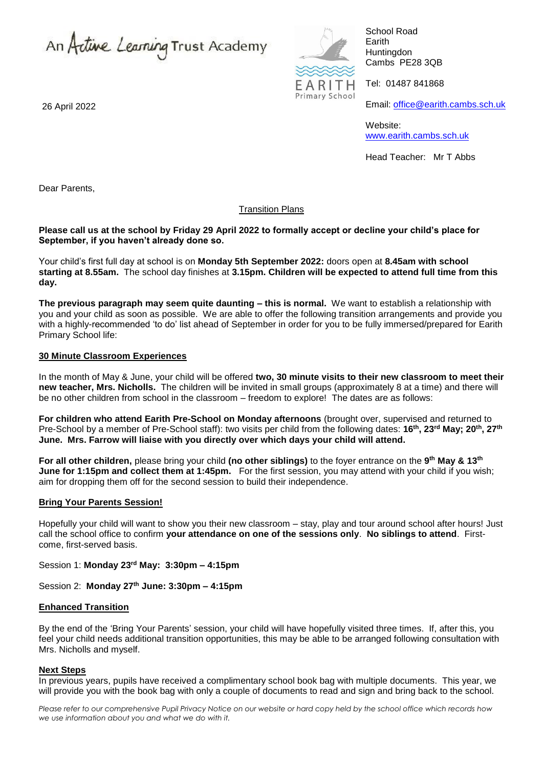An Active Learning Trust Academy

EARITH Primary School

School Road
Earith
Huntingdon
Cambs PE28 3QB

Tel: 01487 841868

Email: office@earith.cambs.sch.uk

Website: www.earith.cambs.sch.uk

Head Teacher: Mr T Abbs

26 April 2022

Dear Parents,

## Transition Plans

**Please call us at the school by Friday 29 April 2022 to formally accept or decline your child's place for September, if you haven't already done so.**

Your child's first full day at school is on **Monday 5th September 2022:** doors open at **8.45am with school starting at 8.55am.** The school day finishes at **3.15pm. Children will be expected to attend full time from this day.**

**The previous paragraph may seem quite daunting – this is normal.** We want to establish a relationship with you and your child as soon as possible. We are able to offer the following transition arrangements and provide you with a highly-recommended 'to do' list ahead of September in order for you to be fully immersed/prepared for Earith Primary School life:

### 30 Minute Classroom Experiences

In the month of May & June, your child will be offered **two, 30 minute visits to their new classroom to meet their new teacher, Mrs. Nicholls.** The children will be invited in small groups (approximately 8 at a time) and there will be no other children from school in the classroom – freedom to explore! The dates are as follows:

**For children who attend Earith Pre-School on Monday afternoons** (brought over, supervised and returned to Pre-School by a member of Pre-School staff): two visits per child from the following dates: **16th, 23rd May; 20th, 27th June. Mrs. Farrow will liaise with you directly over which days your child will attend.**

**For all other children,** please bring your child **(no other siblings)** to the foyer entrance on the **9th May & 13th June for 1:15pm and collect them at 1:45pm.** For the first session, you may attend with your child if you wish; aim for dropping them off for the second session to build their independence.

### Bring Your Parents Session!

Hopefully your child will want to show you their new classroom – stay, play and tour around school after hours! Just call the school office to confirm **your attendance on one of the sessions only**. **No siblings to attend**. First-come, first-served basis.

Session 1: **Monday 23rd May: 3:30pm – 4:15pm**

Session 2: **Monday 27th June: 3:30pm – 4:15pm**

### Enhanced Transition

By the end of the 'Bring Your Parents' session, your child will have hopefully visited three times. If, after this, you feel your child needs additional transition opportunities, this may be able to be arranged following consultation with Mrs. Nicholls and myself.

### Next Steps

In previous years, pupils have received a complimentary school book bag with multiple documents. This year, we will provide you with the book bag with only a couple of documents to read and sign and bring back to the school.

*Please refer to our comprehensive Pupil Privacy Notice on our website or hard copy held by the school office which records how we use information about you and what we do with it.*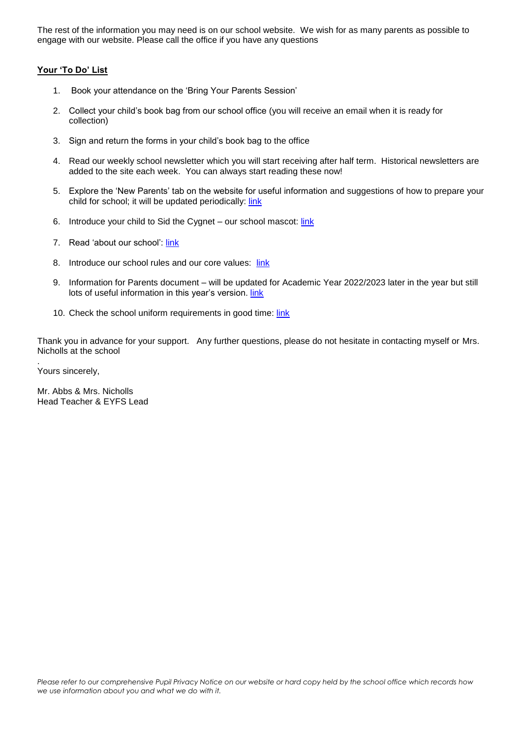The rest of the information you may need is on our school website. We wish for as many parents as possible to engage with our website. Please call the office if you have any questions

**Your 'To Do' List**

1. Book your attendance on the 'Bring Your Parents Session'
2. Collect your child's book bag from our school office (you will receive an email when it is ready for collection)
3. Sign and return the forms in your child's book bag to the office
4. Read our weekly school newsletter which you will start receiving after half term. Historical newsletters are added to the site each week. You can always start reading these now!
5. Explore the 'New Parents' tab on the website for useful information and suggestions of how to prepare your child for school; it will be updated periodically: link
6. Introduce your child to Sid the Cygnet – our school mascot: link
7. Read 'about our school': link
8. Introduce our school rules and our core values: link
9. Information for Parents document – will be updated for Academic Year 2022/2023 later in the year but still lots of useful information in this year's version. link
10. Check the school uniform requirements in good time: link

Thank you in advance for your support. Any further questions, please do not hesitate in contacting myself or Mrs. Nicholls at the school

.
Yours sincerely,

Mr. Abbs & Mrs. Nicholls
Head Teacher & EYFS Lead

*Please refer to our comprehensive Pupil Privacy Notice on our website or hard copy held by the school office which records how we use information about you and what we do with it.*